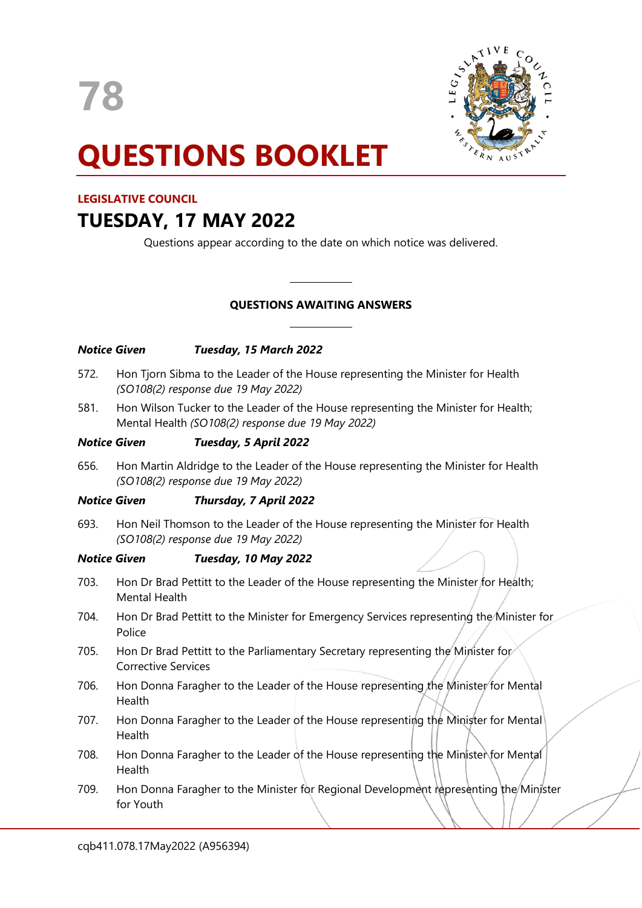# 78

# QUESTIONS BOOKLET

**LEGISLATIVE COUNCIL**

## TUESDAY, 17 MAY 2022

Questions appear according to the date on which notice was delivered.

---

**QUESTIONS AWAITING ANSWERS**

---

***Notice Given*** ***Tuesday, 15 March 2022***

572. Hon Tjorn Sibma to the Leader of the House representing the Minister for Health *(SO108(2) response due 19 May 2022)*

581. Hon Wilson Tucker to the Leader of the House representing the Minister for Health; Mental Health *(SO108(2) response due 19 May 2022)*

***Notice Given*** ***Tuesday, 5 April 2022***

656. Hon Martin Aldridge to the Leader of the House representing the Minister for Health *(SO108(2) response due 19 May 2022)*

***Notice Given*** ***Thursday, 7 April 2022***

693. Hon Neil Thomson to the Leader of the House representing the Minister for Health *(SO108(2) response due 19 May 2022)*

***Notice Given*** ***Tuesday, 10 May 2022***

703. Hon Dr Brad Pettitt to the Leader of the House representing the Minister for Health; Mental Health

704. Hon Dr Brad Pettitt to the Minister for Emergency Services representing the Minister for Police

705. Hon Dr Brad Pettitt to the Parliamentary Secretary representing the Minister for Corrective Services

706. Hon Donna Faragher to the Leader of the House representing the Minister for Mental Health

707. Hon Donna Faragher to the Leader of the House representing the Minister for Mental Health

708. Hon Donna Faragher to the Leader of the House representing the Minister for Mental Health

709. Hon Donna Faragher to the Minister for Regional Development representing the Minister for Youth

cqb411.078.17May2022 (A956394)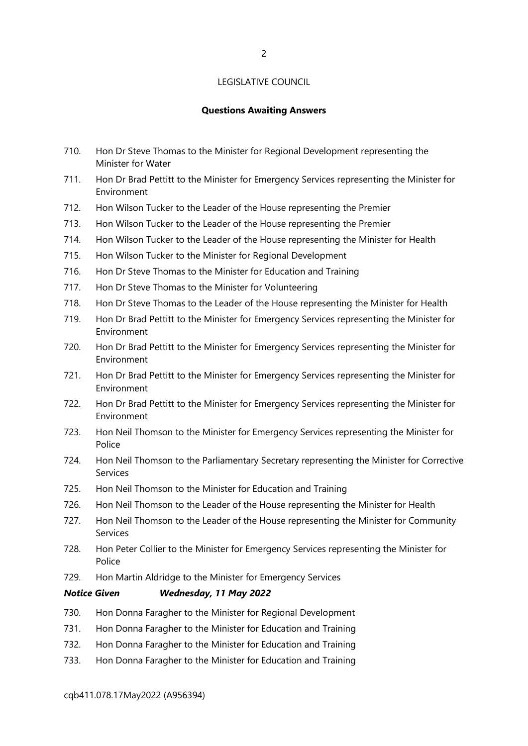LEGISLATIVE COUNCIL

**Questions Awaiting Answers**

710. Hon Dr Steve Thomas to the Minister for Regional Development representing the Minister for Water
711. Hon Dr Brad Pettitt to the Minister for Emergency Services representing the Minister for Environment
712. Hon Wilson Tucker to the Leader of the House representing the Premier
713. Hon Wilson Tucker to the Leader of the House representing the Premier
714. Hon Wilson Tucker to the Leader of the House representing the Minister for Health
715. Hon Wilson Tucker to the Minister for Regional Development
716. Hon Dr Steve Thomas to the Minister for Education and Training
717. Hon Dr Steve Thomas to the Minister for Volunteering
718. Hon Dr Steve Thomas to the Leader of the House representing the Minister for Health
719. Hon Dr Brad Pettitt to the Minister for Emergency Services representing the Minister for Environment
720. Hon Dr Brad Pettitt to the Minister for Emergency Services representing the Minister for Environment
721. Hon Dr Brad Pettitt to the Minister for Emergency Services representing the Minister for Environment
722. Hon Dr Brad Pettitt to the Minister for Emergency Services representing the Minister for Environment
723. Hon Neil Thomson to the Minister for Emergency Services representing the Minister for Police
724. Hon Neil Thomson to the Parliamentary Secretary representing the Minister for Corrective Services
725. Hon Neil Thomson to the Minister for Education and Training
726. Hon Neil Thomson to the Leader of the House representing the Minister for Health
727. Hon Neil Thomson to the Leader of the House representing the Minister for Community Services
728. Hon Peter Collier to the Minister for Emergency Services representing the Minister for Police
729. Hon Martin Aldridge to the Minister for Emergency Services

***Notice Given Wednesday, 11 May 2022***

730. Hon Donna Faragher to the Minister for Regional Development
731. Hon Donna Faragher to the Minister for Education and Training
732. Hon Donna Faragher to the Minister for Education and Training
733. Hon Donna Faragher to the Minister for Education and Training

cqb411.078.17May2022 (A956394)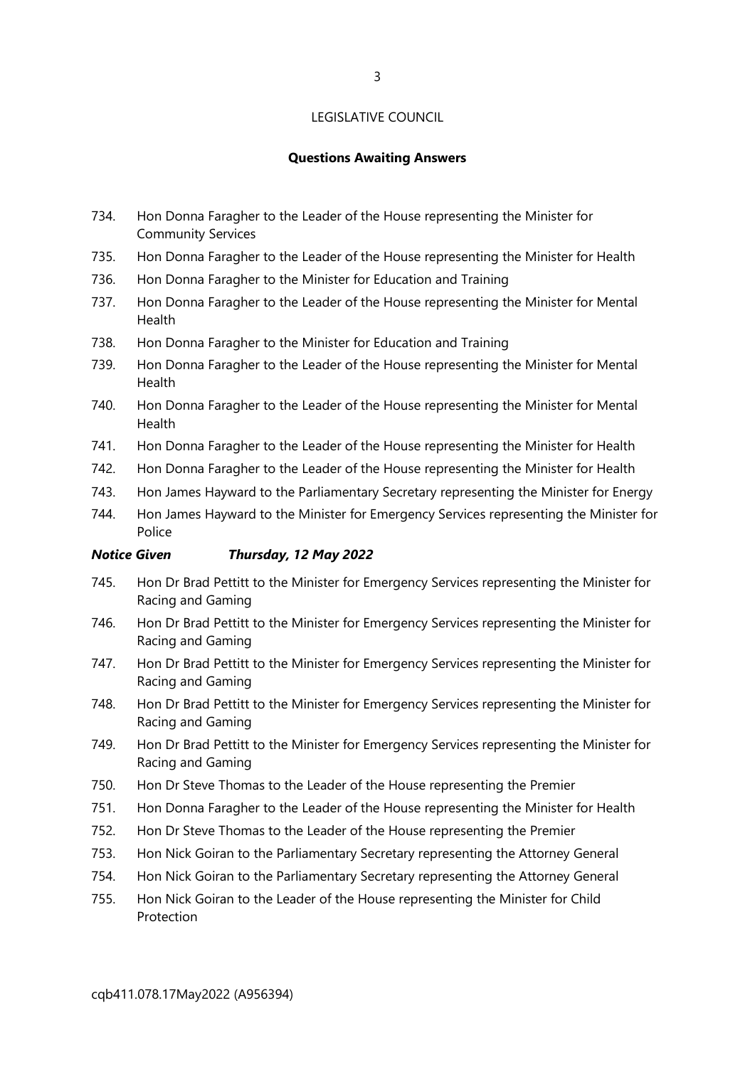LEGISLATIVE COUNCIL

## Questions Awaiting Answers

734. Hon Donna Faragher to the Leader of the House representing the Minister for Community Services
735. Hon Donna Faragher to the Leader of the House representing the Minister for Health
736. Hon Donna Faragher to the Minister for Education and Training
737. Hon Donna Faragher to the Leader of the House representing the Minister for Mental Health
738. Hon Donna Faragher to the Minister for Education and Training
739. Hon Donna Faragher to the Leader of the House representing the Minister for Mental Health
740. Hon Donna Faragher to the Leader of the House representing the Minister for Mental Health
741. Hon Donna Faragher to the Leader of the House representing the Minister for Health
742. Hon Donna Faragher to the Leader of the House representing the Minister for Health
743. Hon James Hayward to the Parliamentary Secretary representing the Minister for Energy
744. Hon James Hayward to the Minister for Emergency Services representing the Minister for Police

***Notice Given    Thursday, 12 May 2022***

745. Hon Dr Brad Pettitt to the Minister for Emergency Services representing the Minister for Racing and Gaming
746. Hon Dr Brad Pettitt to the Minister for Emergency Services representing the Minister for Racing and Gaming
747. Hon Dr Brad Pettitt to the Minister for Emergency Services representing the Minister for Racing and Gaming
748. Hon Dr Brad Pettitt to the Minister for Emergency Services representing the Minister for Racing and Gaming
749. Hon Dr Brad Pettitt to the Minister for Emergency Services representing the Minister for Racing and Gaming
750. Hon Dr Steve Thomas to the Leader of the House representing the Premier
751. Hon Donna Faragher to the Leader of the House representing the Minister for Health
752. Hon Dr Steve Thomas to the Leader of the House representing the Premier
753. Hon Nick Goiran to the Parliamentary Secretary representing the Attorney General
754. Hon Nick Goiran to the Parliamentary Secretary representing the Attorney General
755. Hon Nick Goiran to the Leader of the House representing the Minister for Child Protection

cqb411.078.17May2022 (A956394)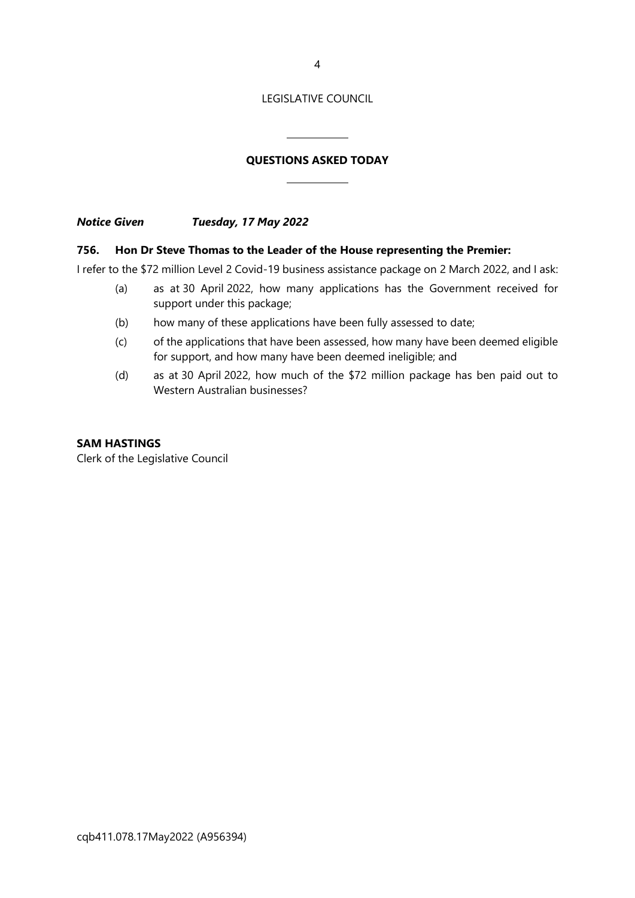LEGISLATIVE COUNCIL

---

**QUESTIONS ASKED TODAY**

---

***Notice Given Tuesday, 17 May 2022***

**756. Hon Dr Steve Thomas to the Leader of the House representing the Premier:**

I refer to the $72 million Level 2 Covid-19 business assistance package on 2 March 2022, and I ask:

(a) as at 30 April 2022, how many applications has the Government received for support under this package;

(b) how many of these applications have been fully assessed to date;

(c) of the applications that have been assessed, how many have been deemed eligible for support, and how many have been deemed ineligible; and

(d) as at 30 April 2022, how much of the $72 million package has ben paid out to Western Australian businesses?

**SAM HASTINGS**
Clerk of the Legislative Council

cqb411.078.17May2022 (A956394)